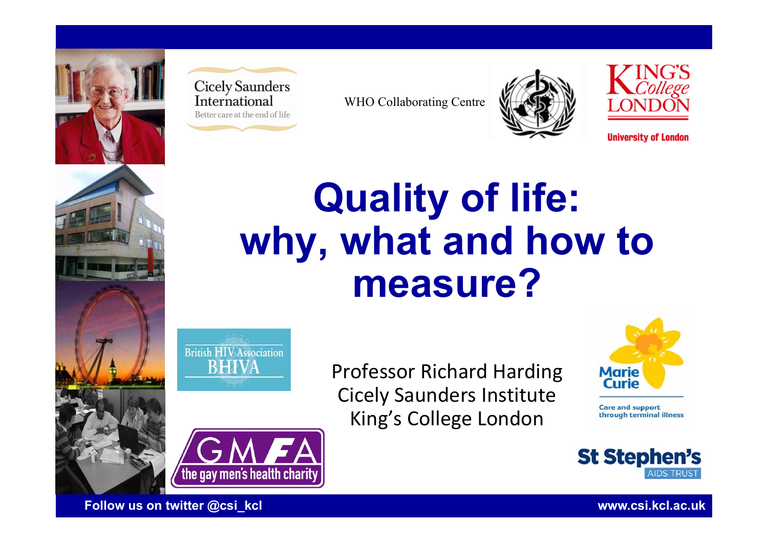Cicely Saunders International
Better care at the end of life

WHO Collaborating Centre

KING'S College LONDON
University of London

# Quality of life: why, what and how to measure?

British HIV Association
BHIVA

Professor Richard Harding
Cicely Saunders Institute
King's College London

Marie Curie
Care and support through terminal illness

GMFA
the gay men's health charity

St Stephen's
AIDS TRUST

Follow us on twitter @csi_kcl

www.csi.kcl.ac.uk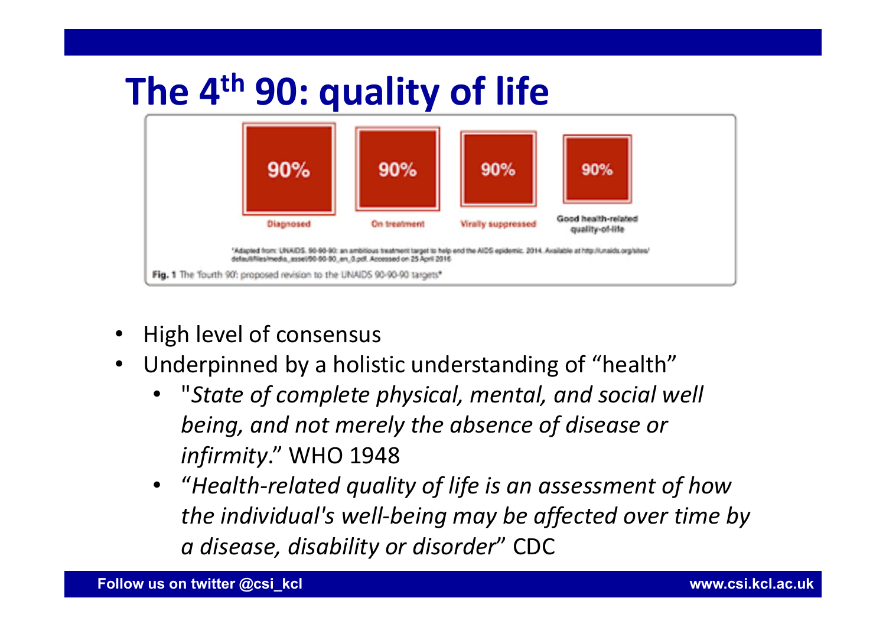# The 4th 90: quality of life

| 90% | 90% | 90% | 90% |
|---|---|---|---|
| Diagnosed | On treatment | Virally suppressed | Good health-related quality-of-life |

*Adapted from: UNAIDS. 90-90-90: an ambitious treatment target to help end the AIDS epidemic. 2014. Available at http://unaids.org/sites/default/files/media_asset/90-90-90_en_0.pdf. Accessed on 25 April 2016

**Fig. 1** The 'fourth 90': proposed revision to the UNAIDS 90-90-90 targets*

- High level of consensus
- Underpinned by a holistic understanding of "health"
  - "*State of complete physical, mental, and social well being, and not merely the absence of disease or infirmity*." WHO 1948
  - "*Health-related quality of life is an assessment of how the individual's well-being may be affected over time by a disease, disability or disorder*" CDC

Follow us on twitter @csi_kcl www.csi.kcl.ac.uk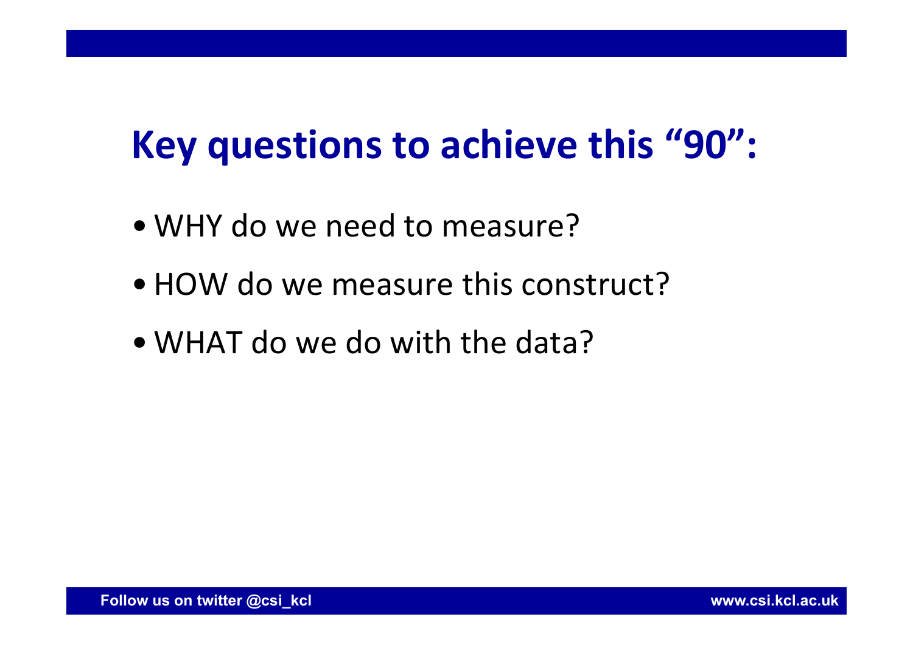# Key questions to achieve this "90":

- WHY do we need to measure?
- HOW do we measure this construct?
- WHAT do we do with the data?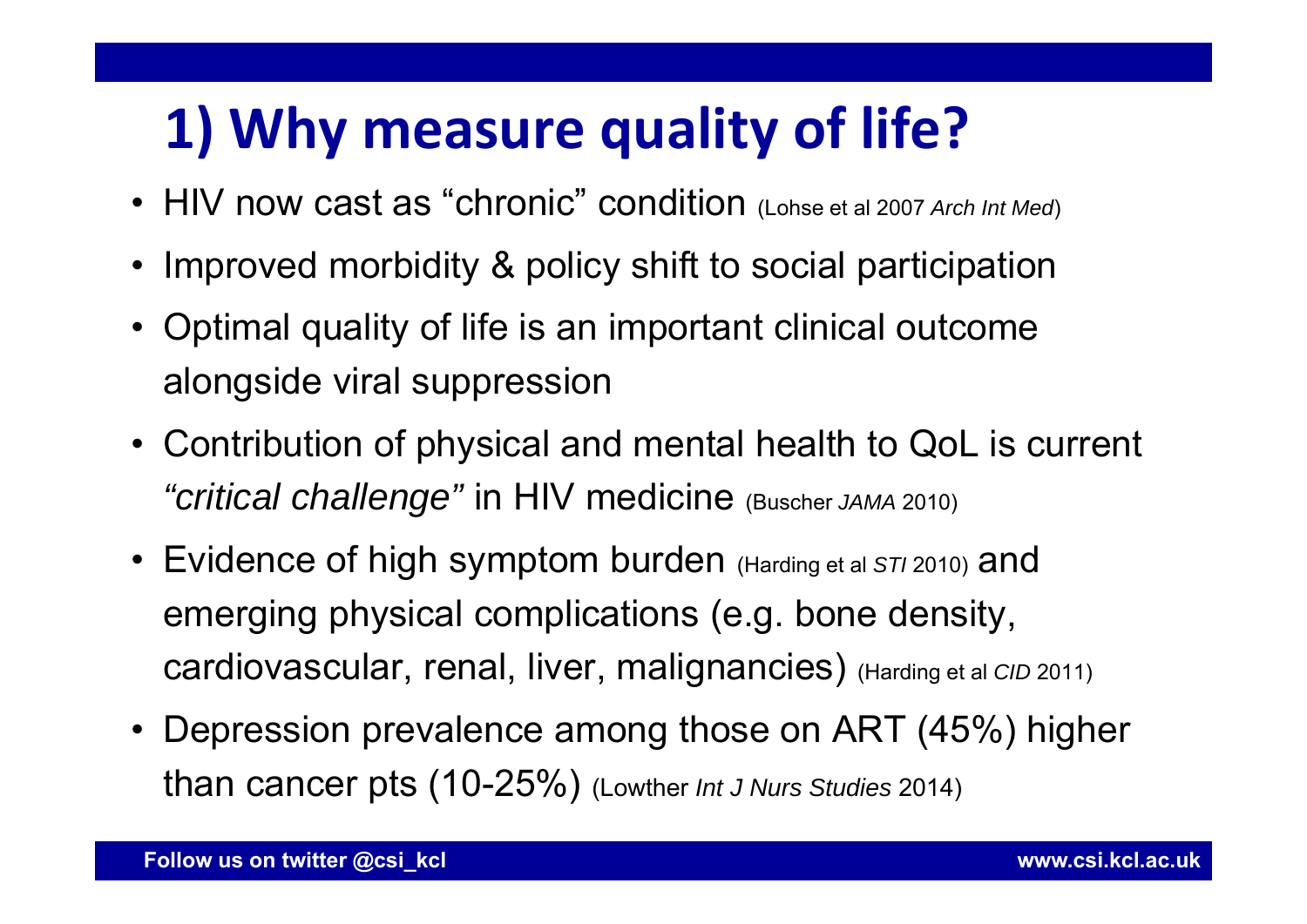# 1) Why measure quality of life?

- HIV now cast as "chronic" condition (Lohse et al 2007 *Arch Int Med*)
- Improved morbidity & policy shift to social participation
- Optimal quality of life is an important clinical outcome alongside viral suppression
- Contribution of physical and mental health to QoL is current *"critical challenge"* in HIV medicine (Buscher *JAMA* 2010)
- Evidence of high symptom burden (Harding et al *STI* 2010) and emerging physical complications (e.g. bone density, cardiovascular, renal, liver, malignancies) (Harding et al *CID* 2011)
- Depression prevalence among those on ART (45%) higher than cancer pts (10-25%) (Lowther *Int J Nurs Studies* 2014)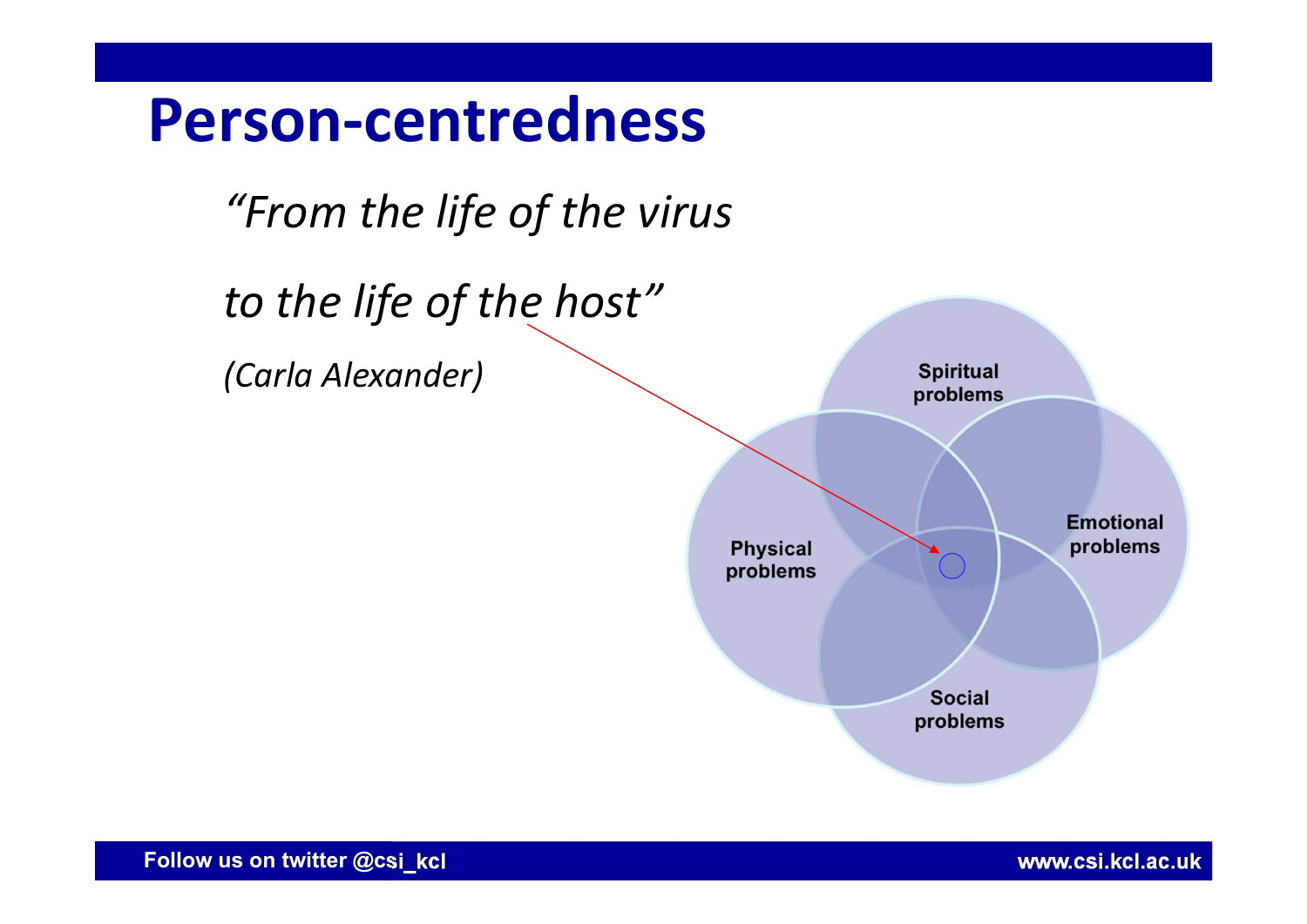# Person-centredness

*"From the life of the virus*

*to the life of the host"*

*(Carla Alexander)*

Spiritual problems

Physical problems

Emotional problems

Social problems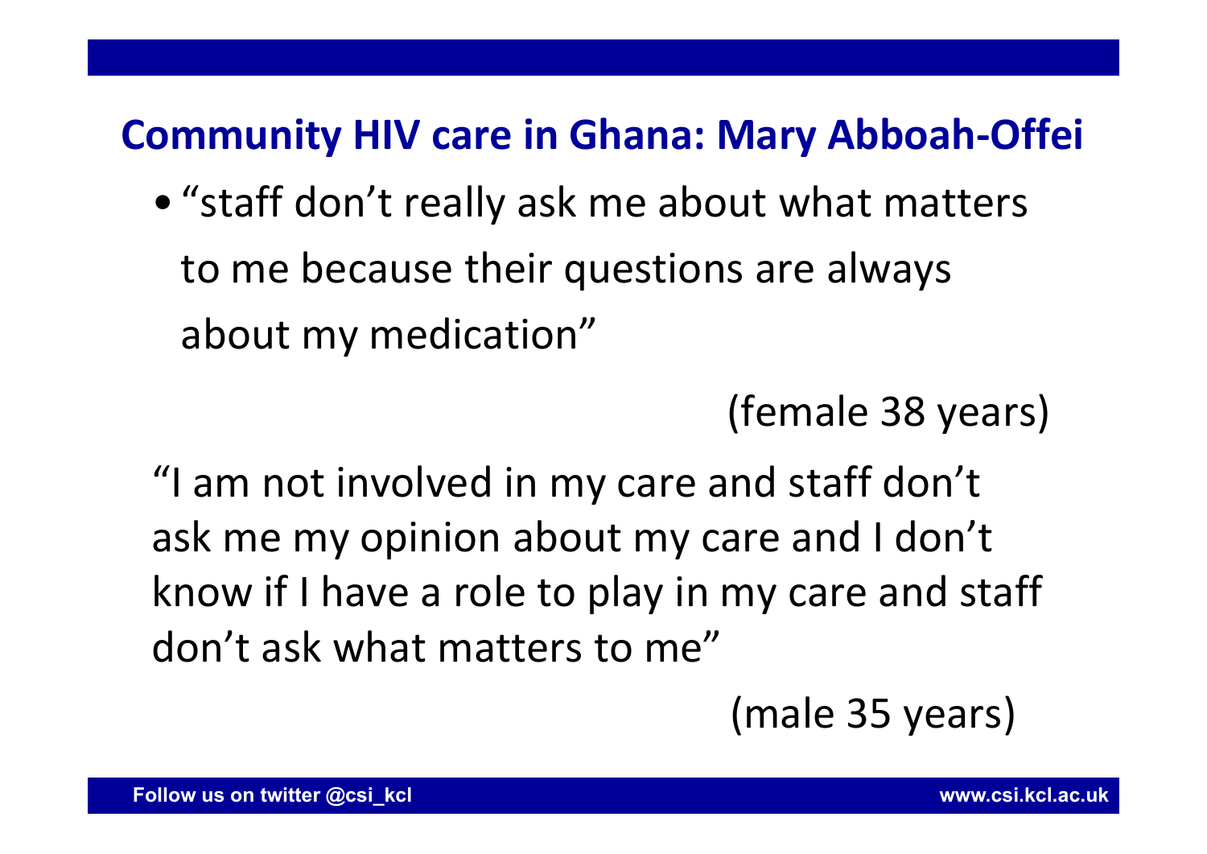## Community HIV care in Ghana: Mary Abboah-Offei

- “staff don’t really ask me about what matters to me because their questions are always about my medication”

(female 38 years)

“I am not involved in my care and staff don’t ask me my opinion about my care and I don’t know if I have a role to play in my care and staff don’t ask what matters to me”

(male 35 years)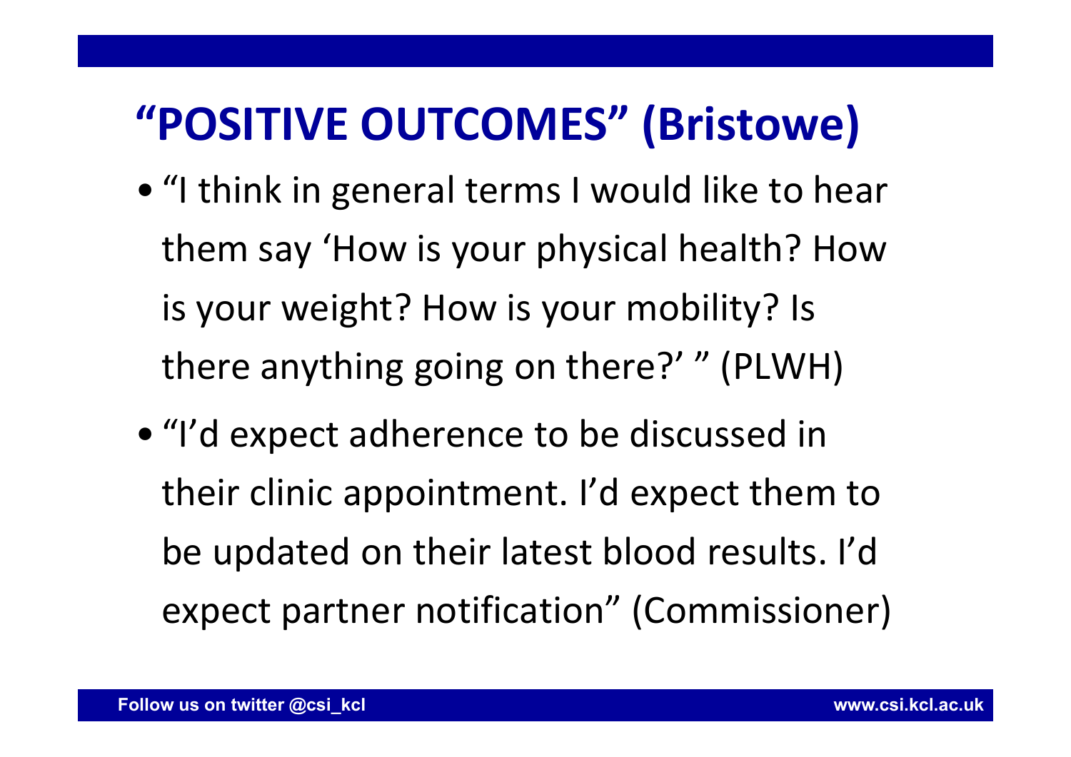# "POSITIVE OUTCOMES" (Bristowe)

- "I think in general terms I would like to hear them say 'How is your physical health? How is your weight? How is your mobility? Is there anything going on there?' " (PLWH)
- "I'd expect adherence to be discussed in their clinic appointment. I'd expect them to be updated on their latest blood results. I'd expect partner notification" (Commissioner)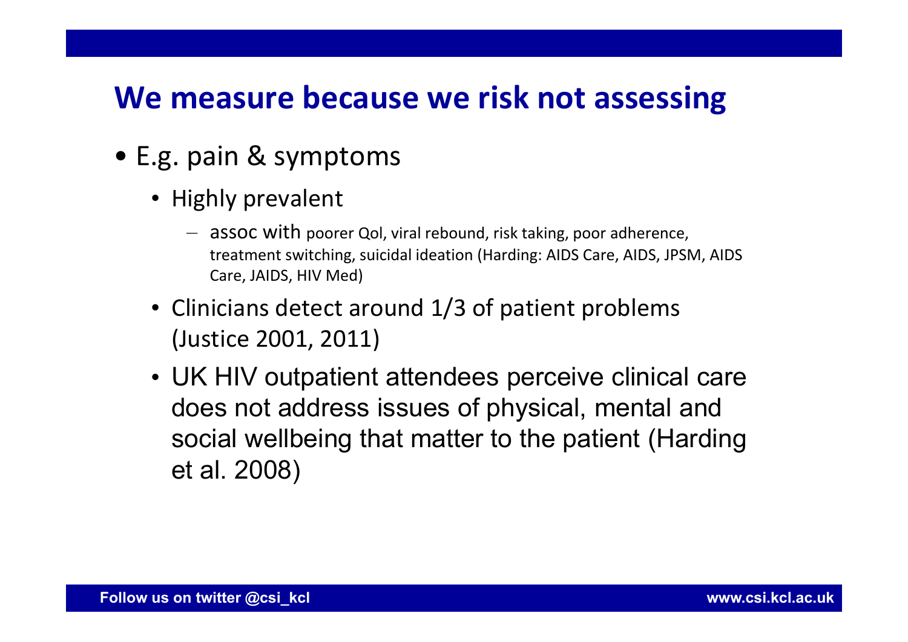## We measure because we risk not assessing

- E.g. pain & symptoms
  - Highly prevalent
    - assoc with poorer Qol, viral rebound, risk taking, poor adherence, treatment switching, suicidal ideation (Harding: AIDS Care, AIDS, JPSM, AIDS Care, JAIDS, HIV Med)
  - Clinicians detect around 1/3 of patient problems (Justice 2001, 2011)
  - UK HIV outpatient attendees perceive clinical care does not address issues of physical, mental and social wellbeing that matter to the patient (Harding et al. 2008)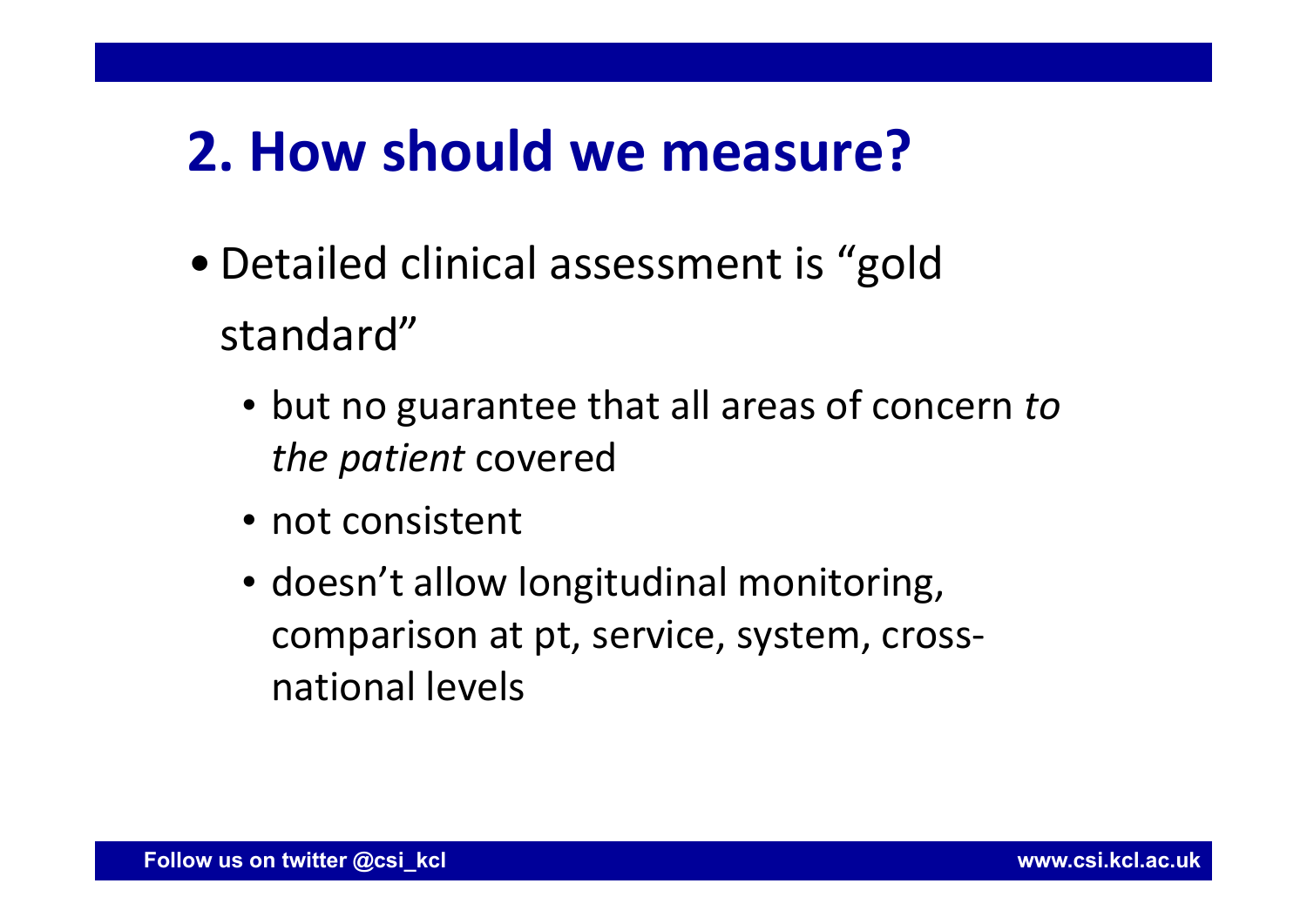## 2. How should we measure?

- Detailed clinical assessment is "gold standard"
  - but no guarantee that all areas of concern *to the patient* covered
  - not consistent
  - doesn't allow longitudinal monitoring, comparison at pt, service, system, cross-national levels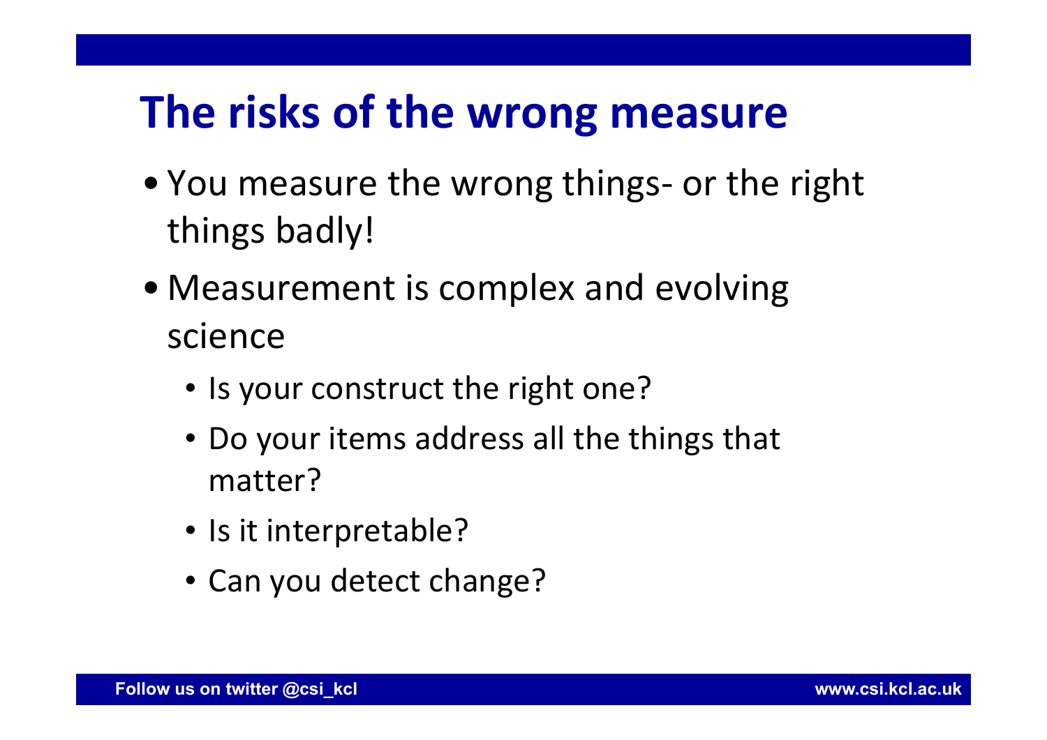# The risks of the wrong measure

- You measure the wrong things- or the right things badly!
- Measurement is complex and evolving science
  - Is your construct the right one?
  - Do your items address all the things that matter?
  - Is it interpretable?
  - Can you detect change?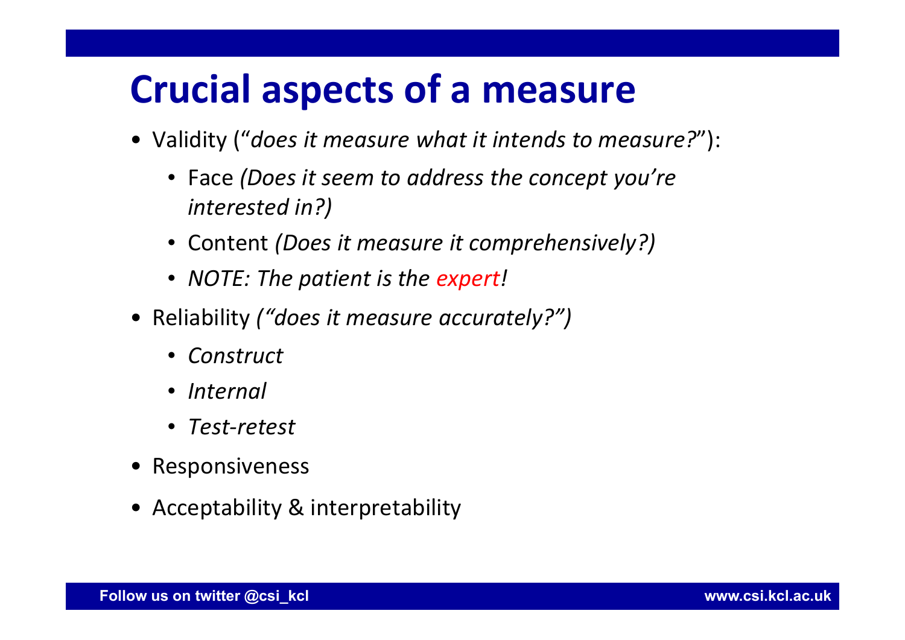# Crucial aspects of a measure

- Validity ("*does it measure what it intends to measure?*"):
  - Face *(Does it seem to address the concept you're interested in?)*
  - Content *(Does it measure it comprehensively?)*
  - *NOTE: The patient is the expert!*
- Reliability *("does it measure accurately?")*
  - *Construct*
  - *Internal*
  - *Test-retest*
- Responsiveness
- Acceptability & interpretability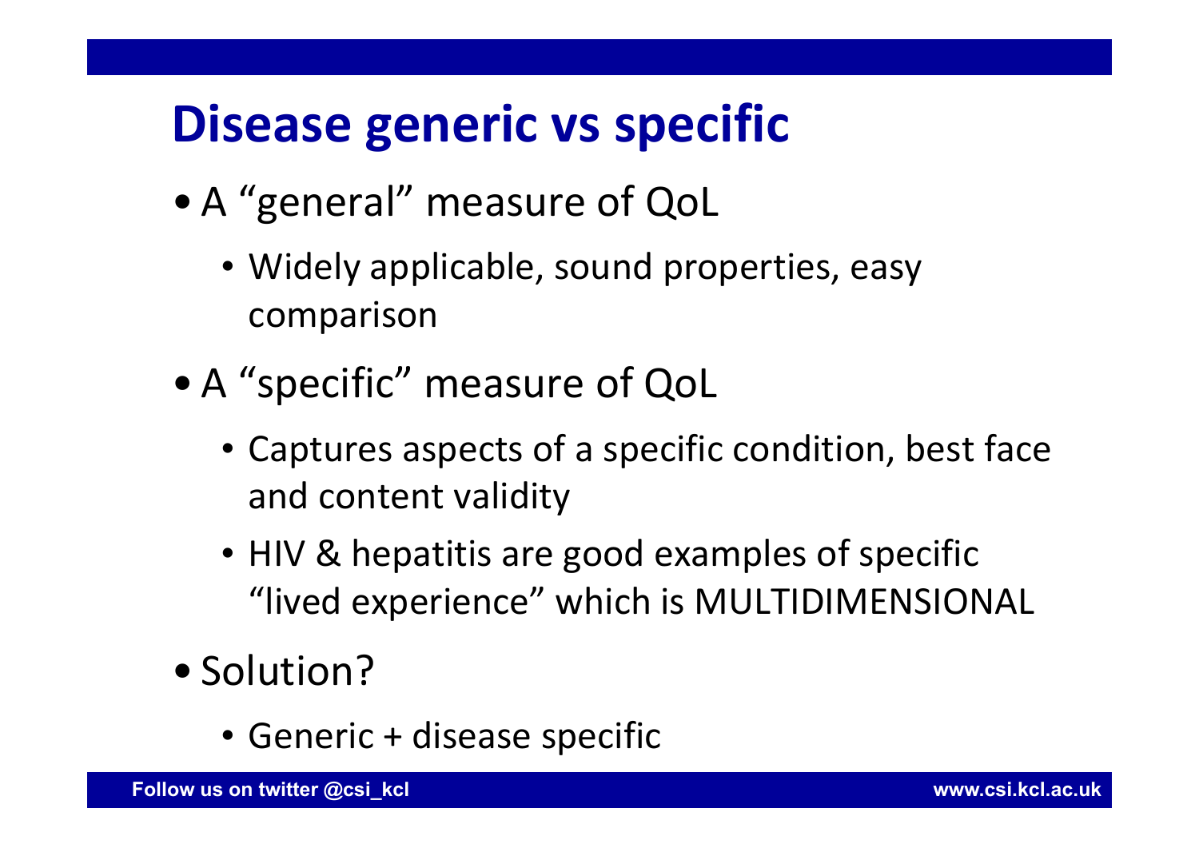# Disease generic vs specific

- A “general” measure of QoL
  - Widely applicable, sound properties, easy comparison
- A “specific” measure of QoL
  - Captures aspects of a specific condition, best face and content validity
  - HIV & hepatitis are good examples of specific “lived experience” which is MULTIDIMENSIONAL
- Solution?
  - Generic + disease specific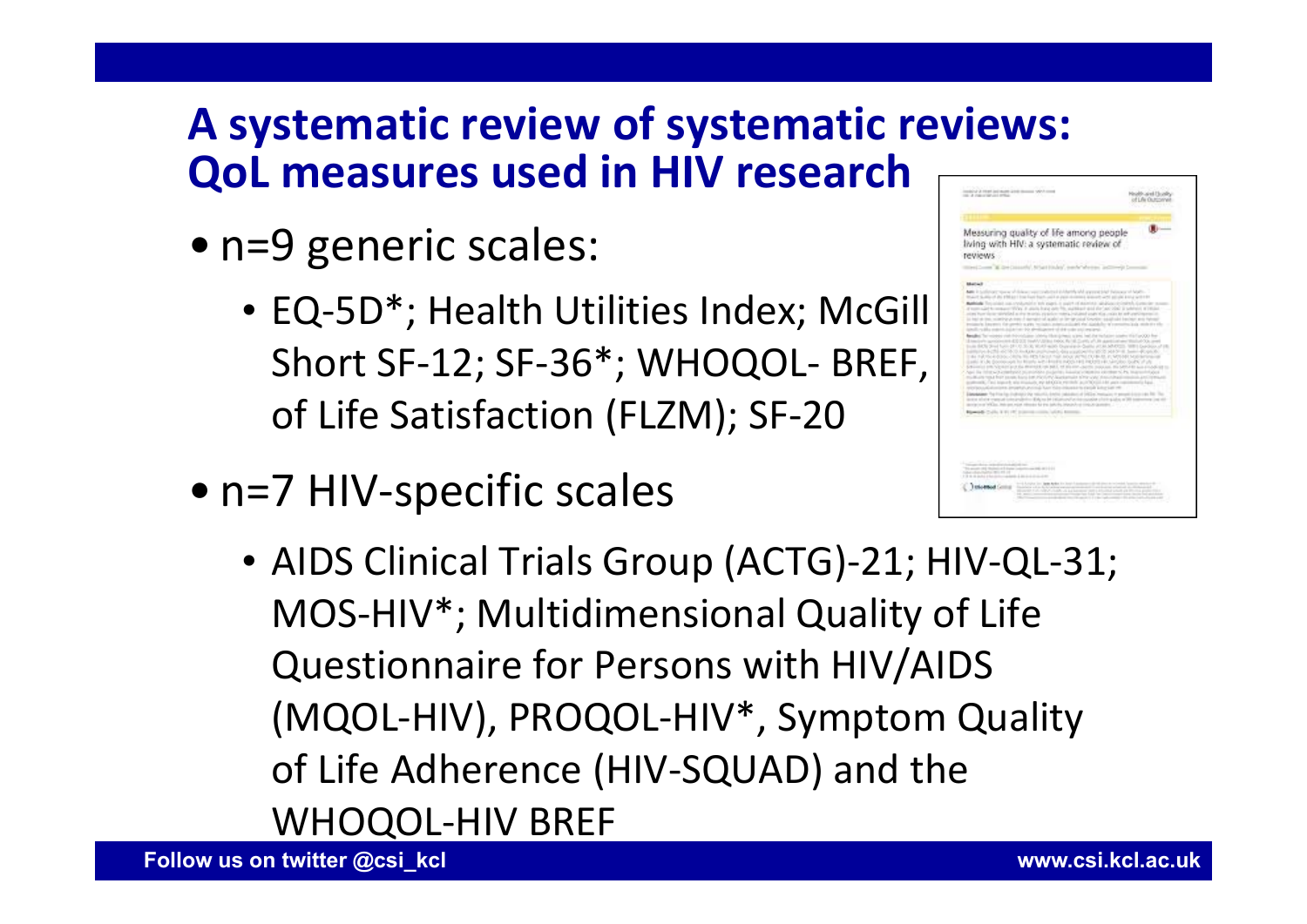## A systematic review of systematic reviews: QoL measures used in HIV research

- n=9 generic scales:
  - EQ-5D*; Health Utilities Index; McGill Short SF-12; SF-36*; WHOQOL- BREF, of Life Satisfaction (FLZM); SF-20
- n=7 HIV-specific scales
  - AIDS Clinical Trials Group (ACTG)-21; HIV-QL-31; MOS-HIV*; Multidimensional Quality of Life Questionnaire for Persons with HIV/AIDS (MQOL-HIV), PROQOL-HIV*, Symptom Quality of Life Adherence (HIV-SQUAD) and the WHOQOL-HIV BREF

Measuring quality of life among people living with HIV: a systematic review of reviews

Follow us on twitter @csi_kcl

www.csi.kcl.ac.uk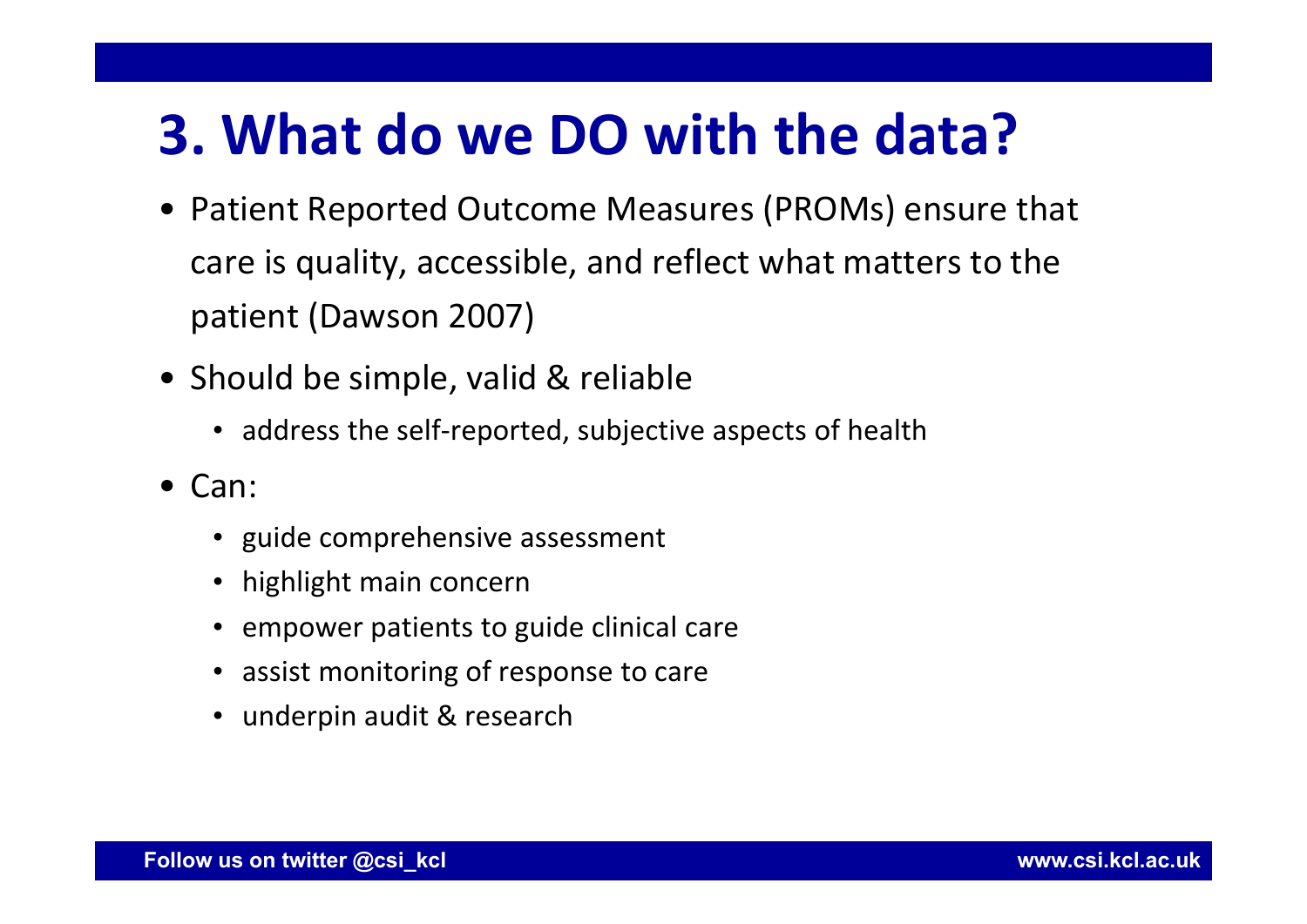# 3. What do we DO with the data?

- Patient Reported Outcome Measures (PROMs) ensure that care is quality, accessible, and reflect what matters to the patient (Dawson 2007)
- Should be simple, valid & reliable
  - address the self-reported, subjective aspects of health
- Can:
  - guide comprehensive assessment
  - highlight main concern
  - empower patients to guide clinical care
  - assist monitoring of response to care
  - underpin audit & research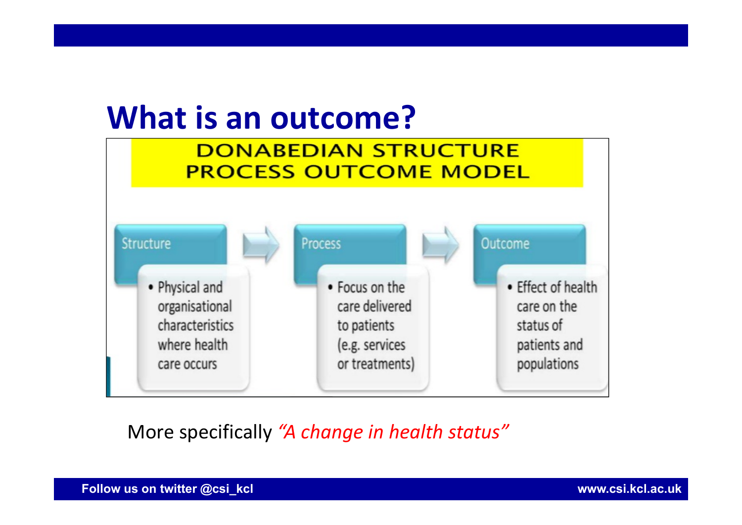# What is an outcome?

**DONABEDIAN STRUCTURE PROCESS OUTCOME MODEL**

Structure → Process → Outcome

- **Structure**
  - Physical and organisational characteristics where health care occurs
- **Process**
  - Focus on the care delivered to patients (e.g. services or treatments)
- **Outcome**
  - Effect of health care on the status of patients and populations

More specifically *"A change in health status"*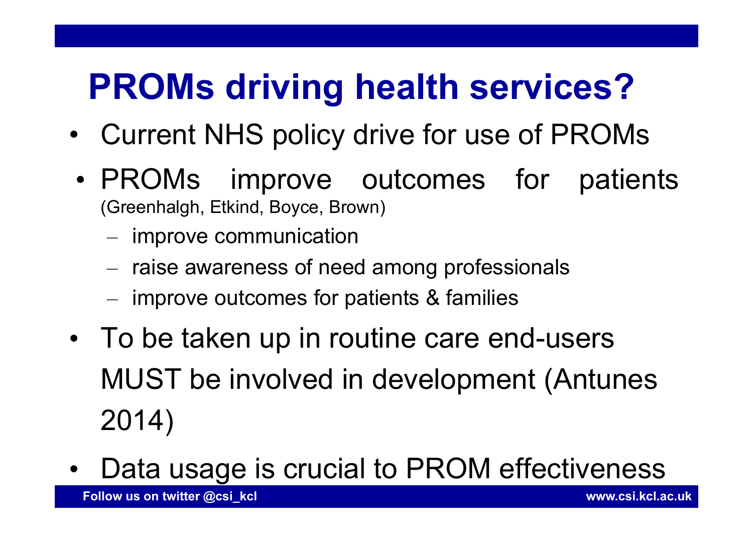# PROMs driving health services?

- Current NHS policy drive for use of PROMs
- PROMs improve outcomes for patients (Greenhalgh, Etkind, Boyce, Brown)
  - improve communication
  - raise awareness of need among professionals
  - improve outcomes for patients & families
- To be taken up in routine care end-users MUST be involved in development (Antunes 2014)
- Data usage is crucial to PROM effectiveness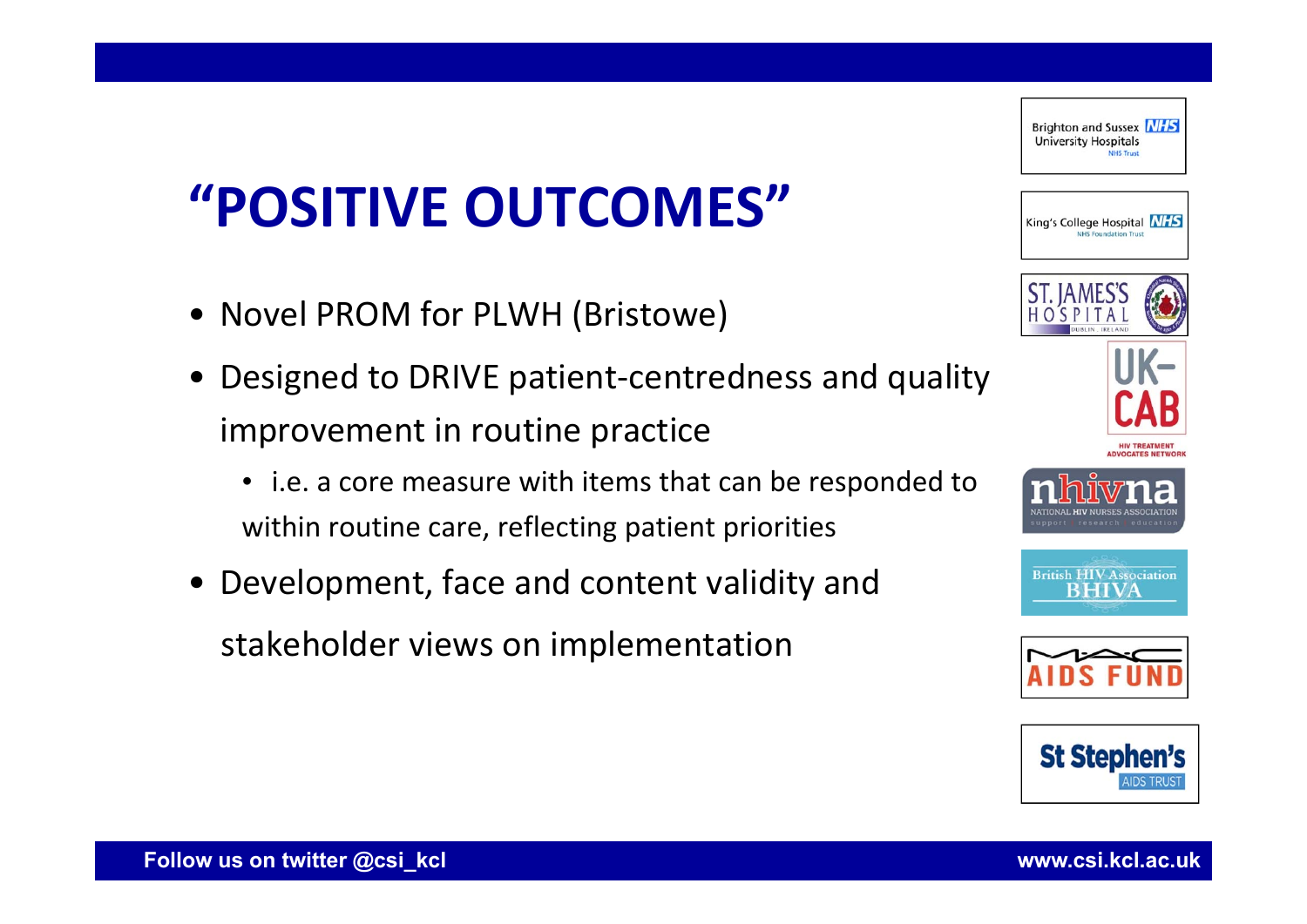# "POSITIVE OUTCOMES"

- Novel PROM for PLWH (Bristowe)
- Designed to DRIVE patient-centredness and quality improvement in routine practice
  - i.e. a core measure with items that can be responded to within routine care, reflecting patient priorities
- Development, face and content validity and stakeholder views on implementation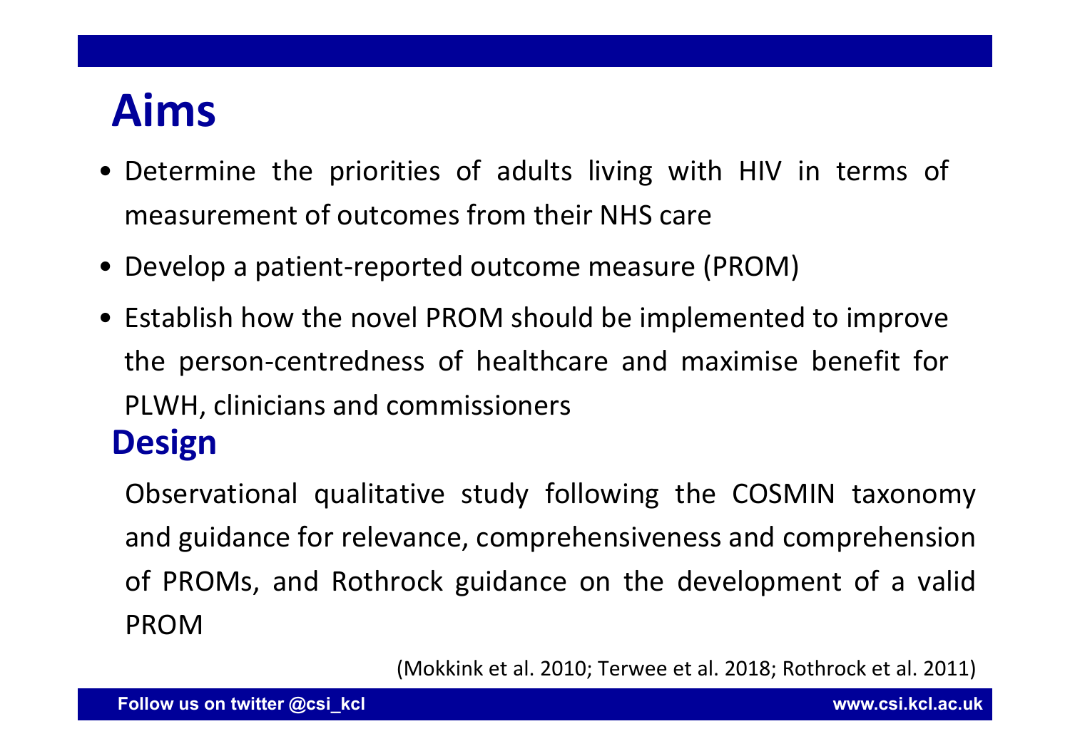# Aims

- Determine the priorities of adults living with HIV in terms of measurement of outcomes from their NHS care
- Develop a patient-reported outcome measure (PROM)
- Establish how the novel PROM should be implemented to improve the person-centredness of healthcare and maximise benefit for PLWH, clinicians and commissioners

## Design

Observational qualitative study following the COSMIN taxonomy and guidance for relevance, comprehensiveness and comprehension of PROMs, and Rothrock guidance on the development of a valid PROM

(Mokkink et al. 2010; Terwee et al. 2018; Rothrock et al. 2011)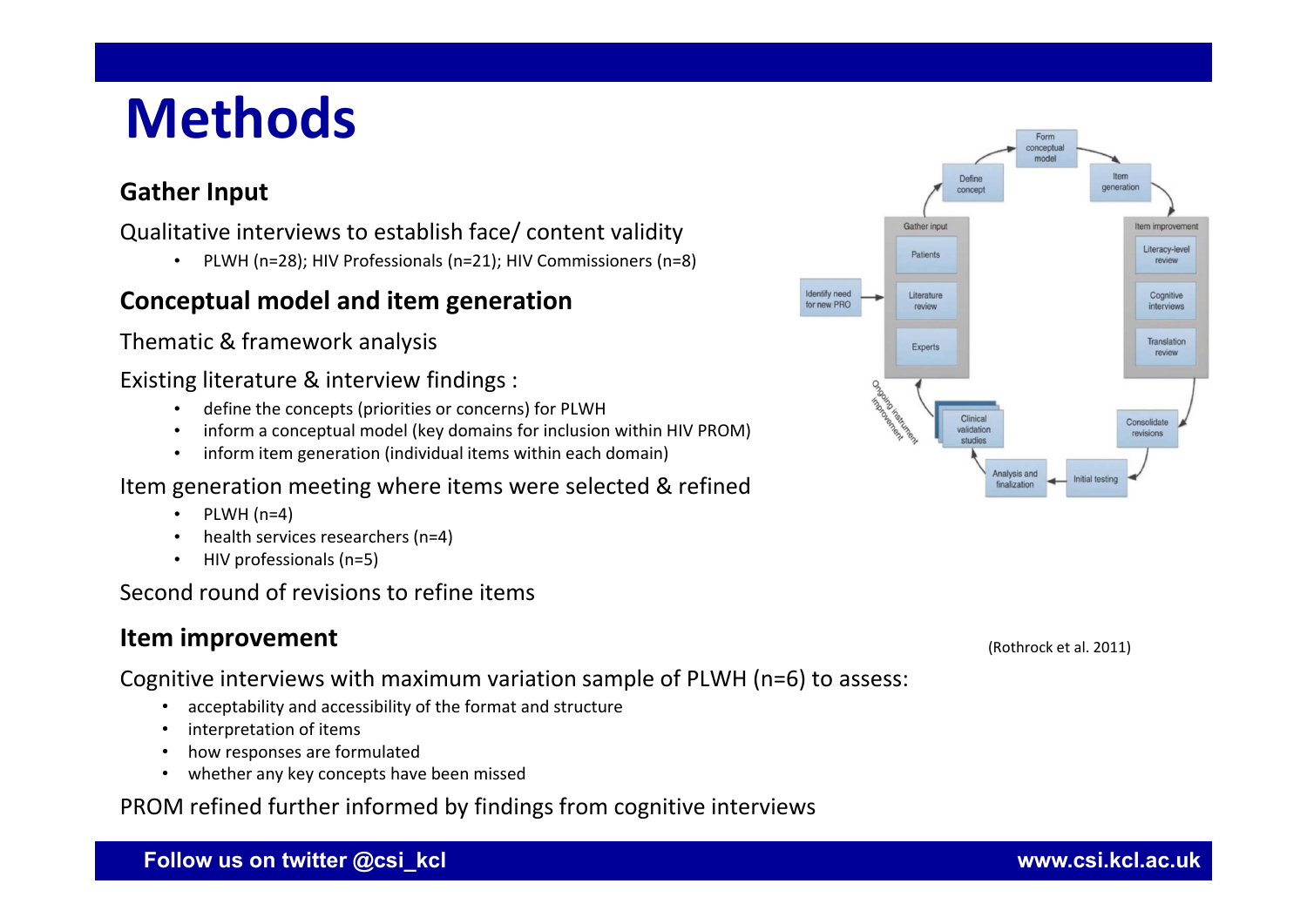# Methods

### Gather Input

Qualitative interviews to establish face/ content validity

- PLWH (n=28); HIV Professionals (n=21); HIV Commissioners (n=8)

### Conceptual model and item generation

Thematic & framework analysis

Existing literature & interview findings :

- define the concepts (priorities or concerns) for PLWH
- inform a conceptual model (key domains for inclusion within HIV PROM)
- inform item generation (individual items within each domain)

Item generation meeting where items were selected & refined

- PLWH (n=4)
- health services researchers (n=4)
- HIV professionals (n=5)

Second round of revisions to refine items

### Item improvement

Cognitive interviews with maximum variation sample of PLWH (n=6) to assess:

- acceptability and accessibility of the format and structure
- interpretation of items
- how responses are formulated
- whether any key concepts have been missed

PROM refined further informed by findings from cognitive interviews

(Rothrock et al. 2011)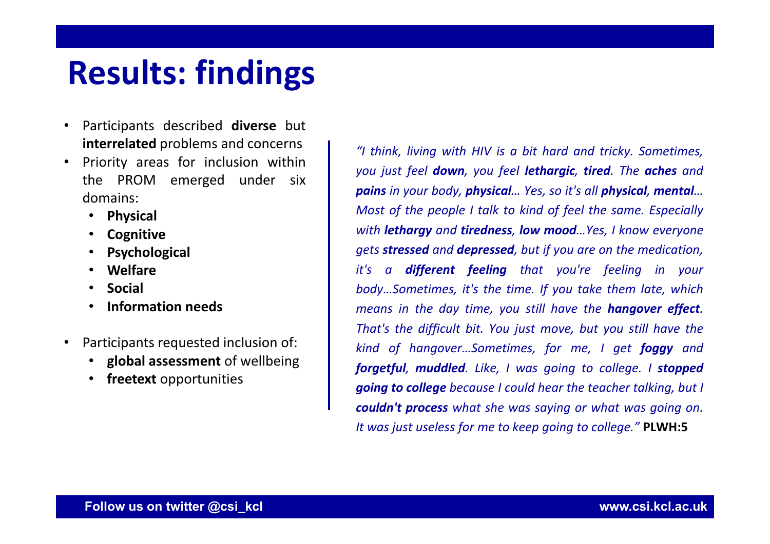# Results: findings

- Participants described **diverse** but **interrelated** problems and concerns
- Priority areas for inclusion within the PROM emerged under six domains:
  - **Physical**
  - **Cognitive**
  - **Psychological**
  - **Welfare**
  - **Social**
  - **Information needs**
- Participants requested inclusion of:
  - **global assessment** of wellbeing
  - **freetext** opportunities

*"I think, living with HIV is a bit hard and tricky. Sometimes, you just feel **down**, you feel **lethargic**, **tired**. The **aches** and **pains** in your body, **physical**… Yes, so it's all **physical**, **mental**… Most of the people I talk to kind of feel the same. Especially with **lethargy** and **tiredness**, **low mood**…Yes, I know everyone gets **stressed** and **depressed**, but if you are on the medication, it's a **different feeling** that you're feeling in your body…Sometimes, it's the time. If you take them late, which means in the day time, you still have the **hangover effect**. That's the difficult bit. You just move, but you still have the kind of hangover…Sometimes, for me, I get **foggy** and **forgetful**, **muddled**. Like, I was going to college. I **stopped going to college** because I could hear the teacher talking, but I **couldn't process** what she was saying or what was going on. It was just useless for me to keep going to college."* **PLWH:5**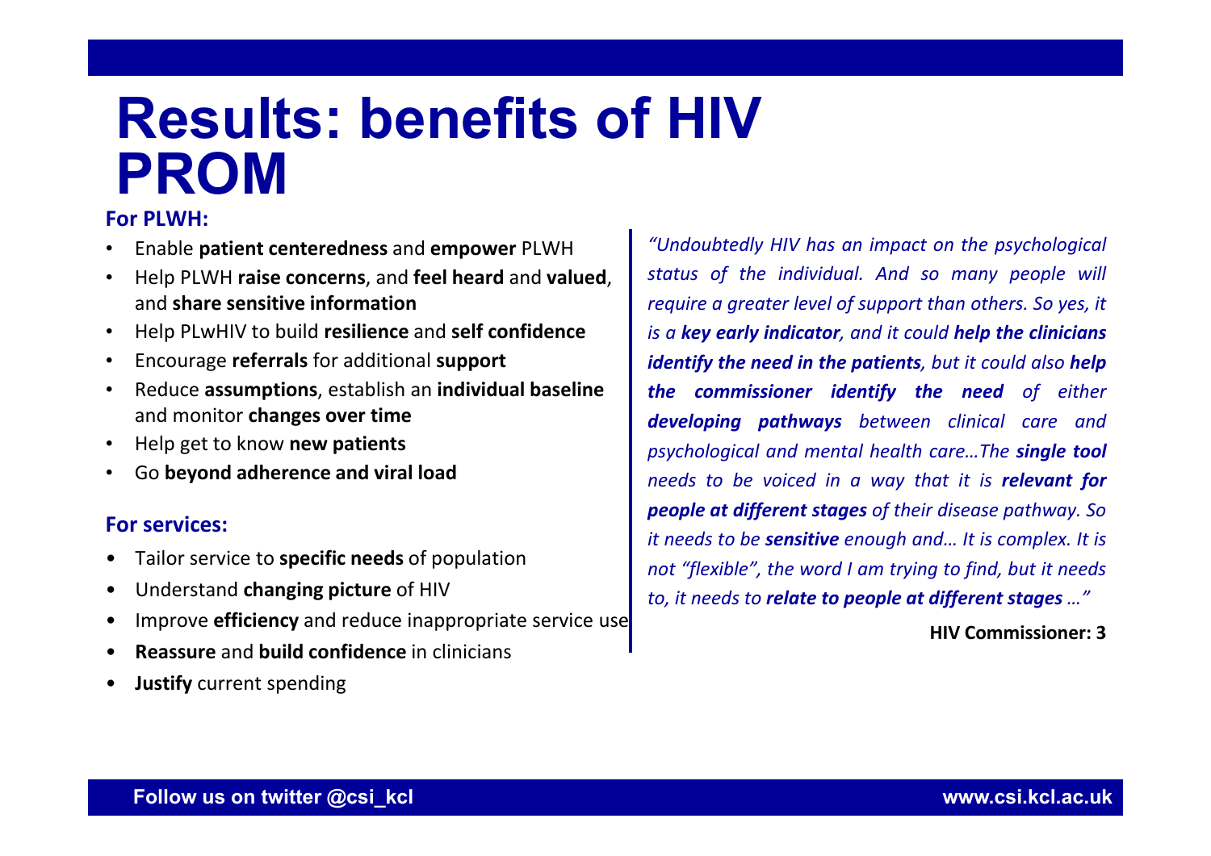# Results: benefits of HIV PROM

**For PLWH:**

- Enable **patient centeredness** and **empower** PLWH
- Help PLWH **raise concerns**, and **feel heard** and **valued**, and **share sensitive information**
- Help PLwHIV to build **resilience** and **self confidence**
- Encourage **referrals** for additional **support**
- Reduce **assumptions**, establish an **individual baseline** and monitor **changes over time**
- Help get to know **new patients**
- Go **beyond adherence and viral load**

**For services:**

- Tailor service to **specific needs** of population
- Understand **changing picture** of HIV
- Improve **efficiency** and reduce inappropriate service use
- **Reassure** and **build confidence** in clinicians
- **Justify** current spending

*"Undoubtedly HIV has an impact on the psychological status of the individual. And so many people will require a greater level of support than others. So yes, it is a **key early indicator**, and it could **help the clinicians identify the need in the patients**, but it could also **help the commissioner identify the need** of either **developing pathways** between clinical care and psychological and mental health care…The **single tool** needs to be voiced in a way that it is **relevant for people at different stages** of their disease pathway. So it needs to be **sensitive** enough and… It is complex. It is not "flexible", the word I am trying to find, but it needs to, it needs to **relate to people at different stages** …"*

**HIV Commissioner: 3**

Follow us on twitter @csi_kcl

www.csi.kcl.ac.uk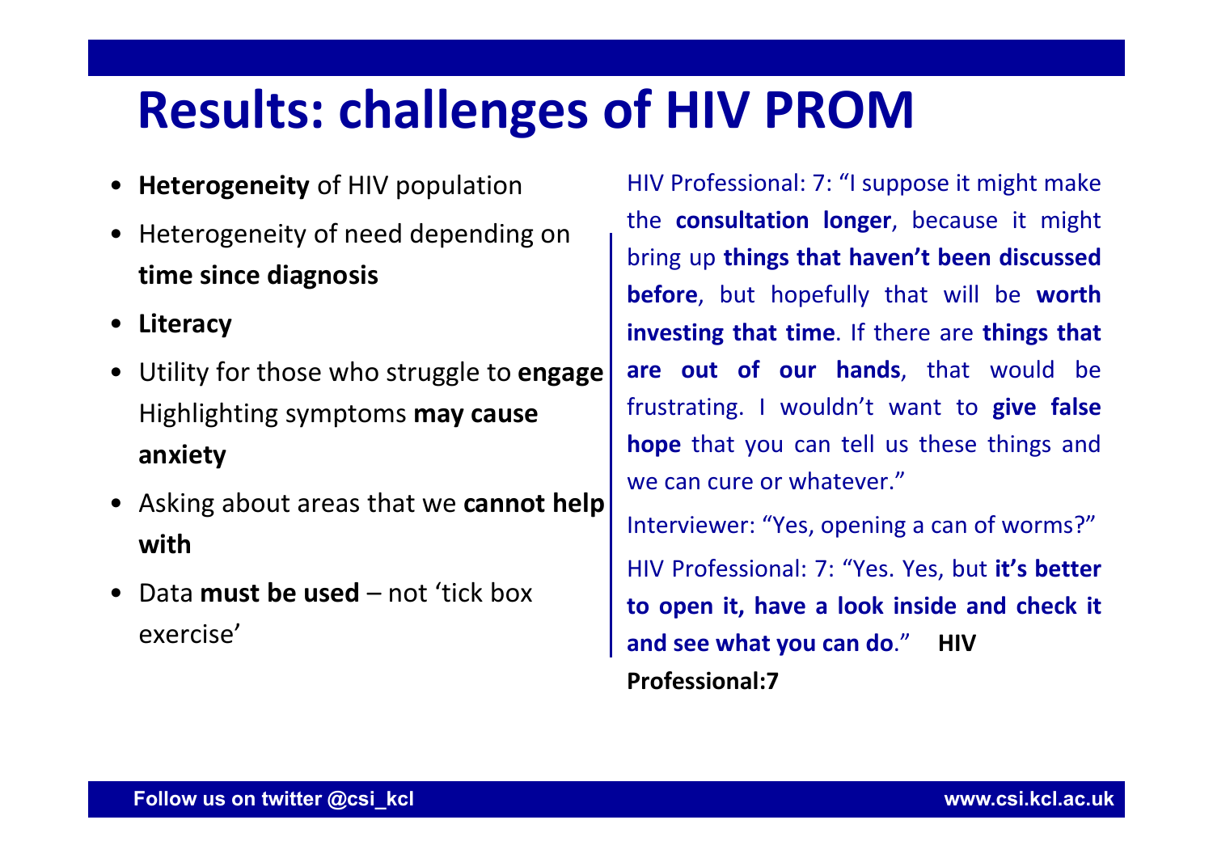# Results: challenges of HIV PROM

- **Heterogeneity** of HIV population
- Heterogeneity of need depending on **time since diagnosis**
- **Literacy**
- Utility for those who struggle to **engage** Highlighting symptoms **may cause anxiety**
- Asking about areas that we **cannot help with**
- Data **must be used** – not 'tick box exercise'

HIV Professional: 7: "I suppose it might make the **consultation longer**, because it might bring up **things that haven't been discussed before**, but hopefully that will be **worth investing that time**. If there are **things that are out of our hands**, that would be frustrating. I wouldn't want to **give false hope** that you can tell us these things and we can cure or whatever."

Interviewer: "Yes, opening a can of worms?"

HIV Professional: 7: "Yes. Yes, but **it's better to open it, have a look inside and check it and see what you can do**." **HIV Professional:7**

Follow us on twitter @csi_kcl www.csi.kcl.ac.uk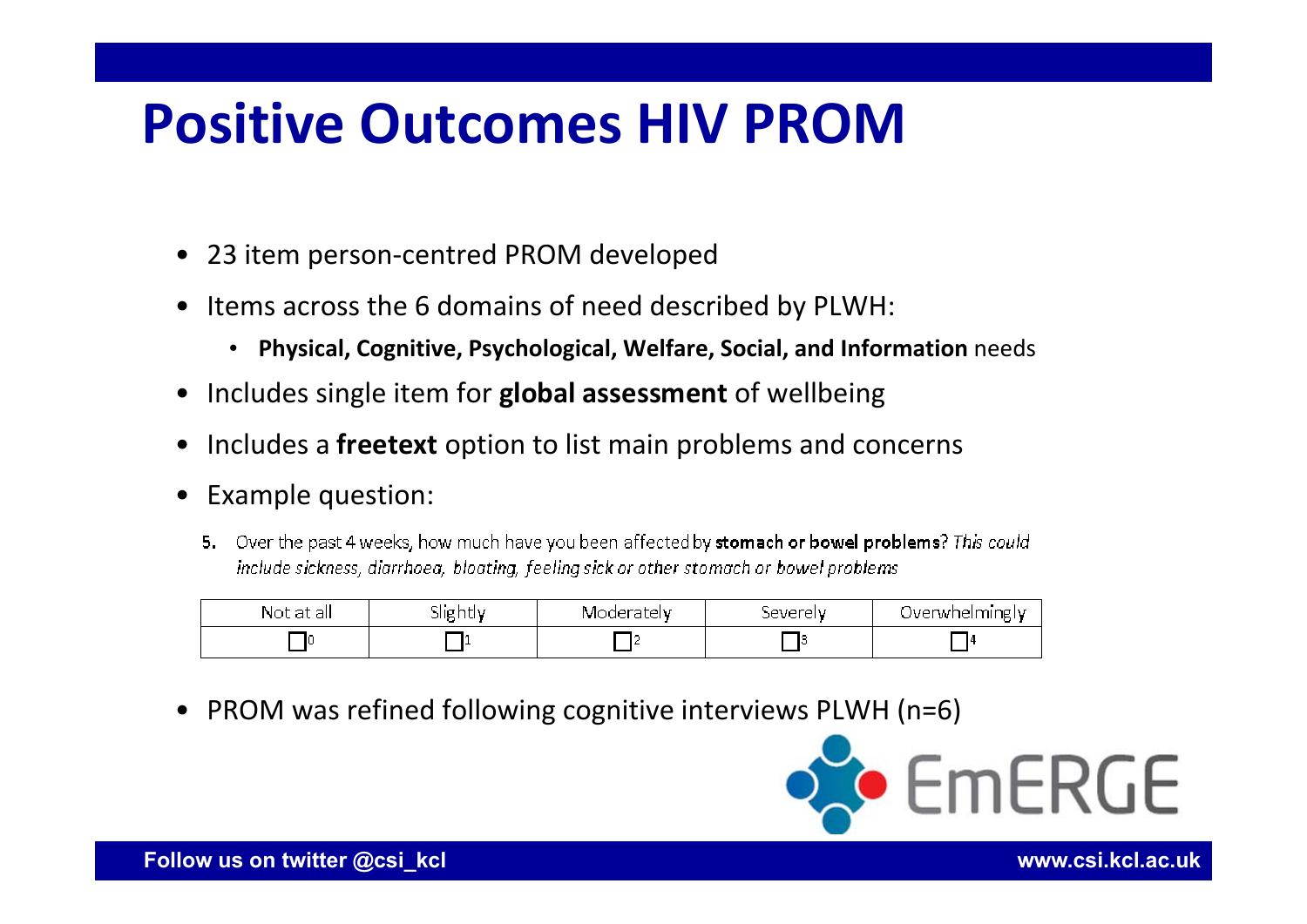# Positive Outcomes HIV PROM

- 23 item person-centred PROM developed
- Items across the 6 domains of need described by PLWH:
  - **Physical, Cognitive, Psychological, Welfare, Social, and Information** needs
- Includes single item for **global assessment** of wellbeing
- Includes a **freetext** option to list main problems and concerns
- Example question:

**5.** Over the past 4 weeks, how much have you been affected by **stomach or bowel problems**? *This could include sickness, diarrhoea, bloating, feeling sick or other stomach or bowel problems*

| Not at all | Slightly | Moderately | Severely | Overwhelmingly |
|---|---|---|---|---|
| ☐0 | ☐1 | ☐2 | ☐3 | ☐4 |

- PROM was refined following cognitive interviews PLWH (n=6)

EmERGE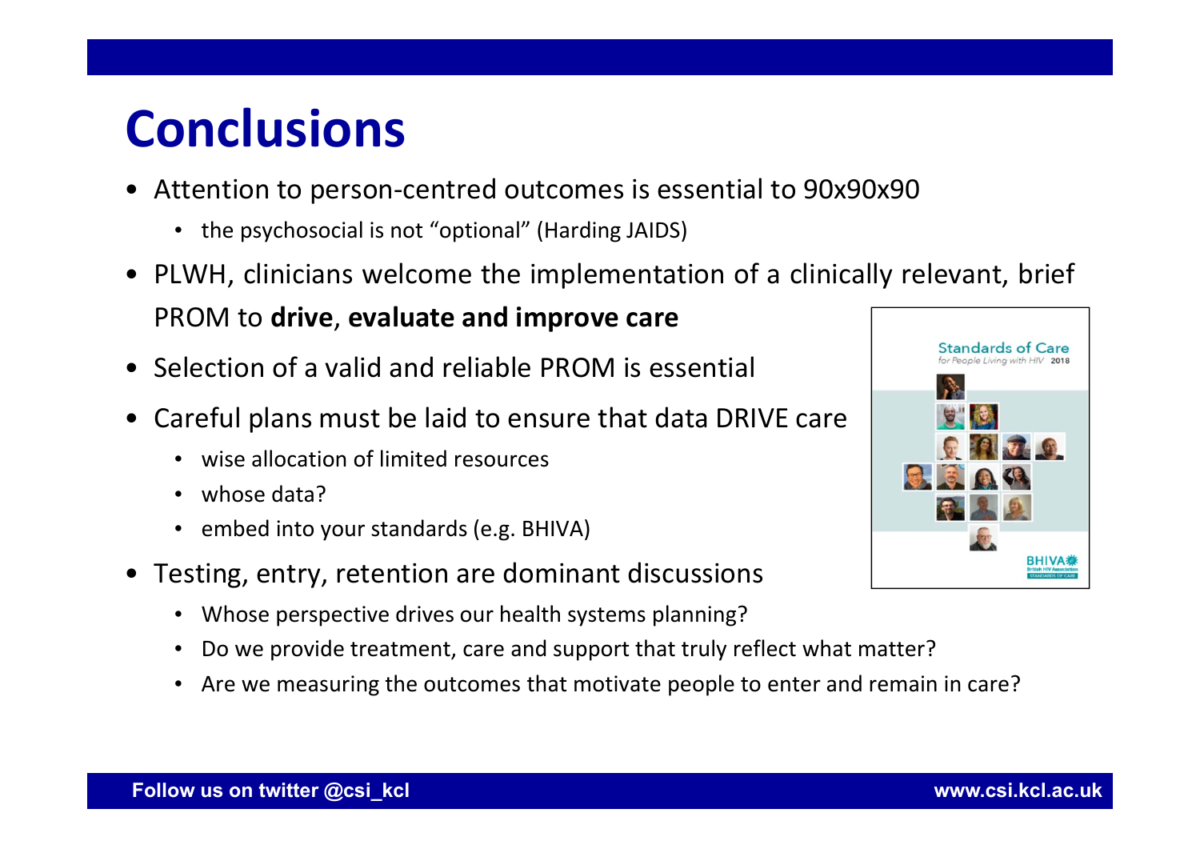# Conclusions

- Attention to person-centred outcomes is essential to 90x90x90
  - the psychosocial is not "optional" (Harding JAIDS)
- PLWH, clinicians welcome the implementation of a clinically relevant, brief PROM to **drive**, **evaluate and improve care**
- Selection of a valid and reliable PROM is essential
- Careful plans must be laid to ensure that data DRIVE care
  - wise allocation of limited resources
  - whose data?
  - embed into your standards (e.g. BHIVA)
- Testing, entry, retention are dominant discussions
  - Whose perspective drives our health systems planning?
  - Do we provide treatment, care and support that truly reflect what matter?
  - Are we measuring the outcomes that motivate people to enter and remain in care?

Follow us on twitter @csi_kcl

www.csi.kcl.ac.uk